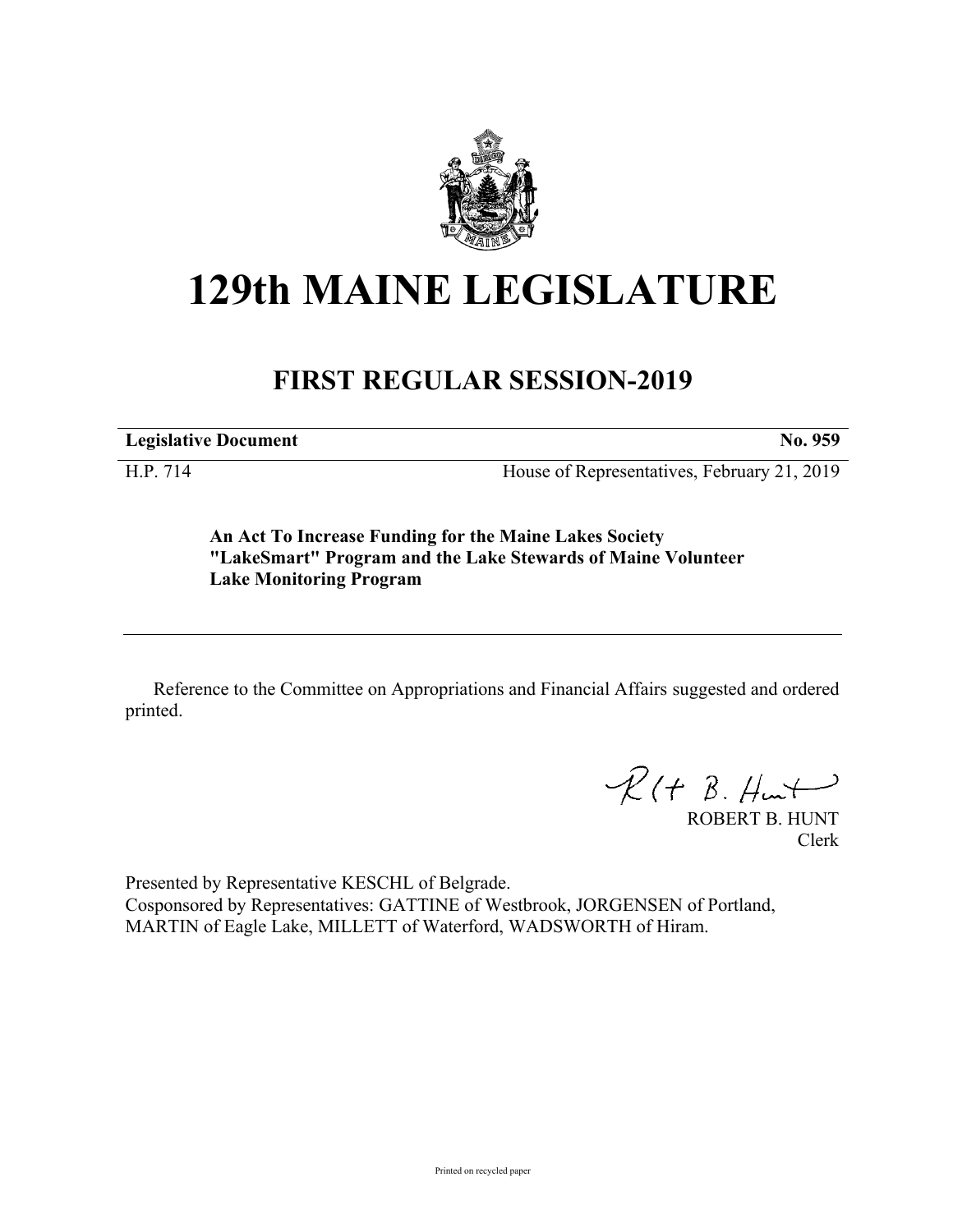# 129th MAINE LEGISLATURE

## FIRST REGULAR SESSION-2019

| **Legislative Document** | **No. 959** |
|---|---|
| H.P. 714 | House of Representatives, February 21, 2019 |

**An Act To Increase Funding for the Maine Lakes Society "LakeSmart" Program and the Lake Stewards of Maine Volunteer Lake Monitoring Program**

Reference to the Committee on Appropriations and Financial Affairs suggested and ordered printed.

ROBERT B. HUNT
Clerk

Presented by Representative KESCHL of Belgrade.
Cosponsored by Representatives: GATTINE of Westbrook, JORGENSEN of Portland, MARTIN of Eagle Lake, MILLETT of Waterford, WADSWORTH of Hiram.

Printed on recycled paper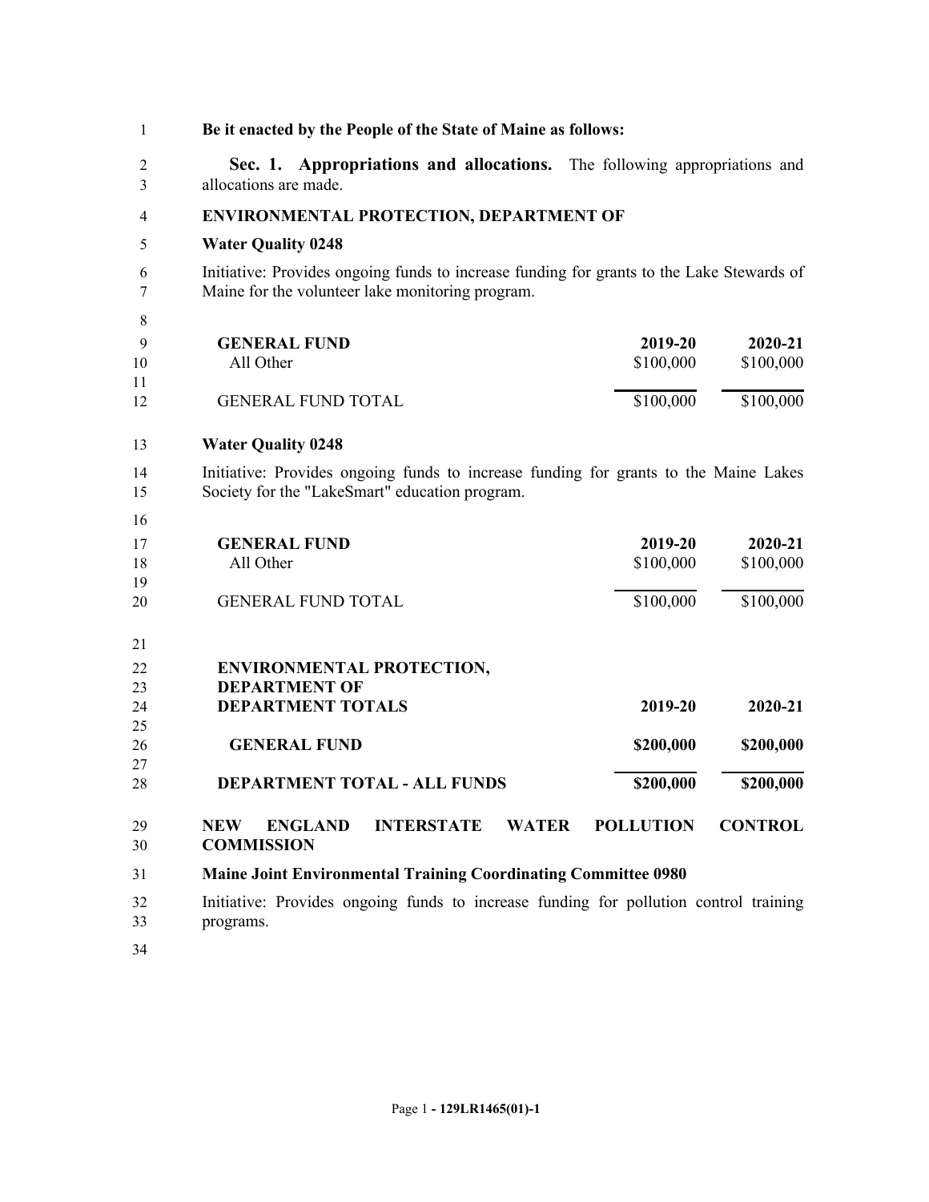**Be it enacted by the People of the State of Maine as follows:**

**Sec. 1. Appropriations and allocations.** The following appropriations and allocations are made.

**ENVIRONMENTAL PROTECTION, DEPARTMENT OF**

**Water Quality 0248**

Initiative: Provides ongoing funds to increase funding for grants to the Lake Stewards of Maine for the volunteer lake monitoring program.

| **GENERAL FUND** | **2019-20** | **2020-21** |
|---|---|---|
| All Other | $100,000 | $100,000 |
| GENERAL FUND TOTAL | $100,000 | $100,000 |

**Water Quality 0248**

Initiative: Provides ongoing funds to increase funding for grants to the Maine Lakes Society for the "LakeSmart" education program.

| **GENERAL FUND** | **2019-20** | **2020-21** |
|---|---|---|
| All Other | $100,000 | $100,000 |
| GENERAL FUND TOTAL | $100,000 | $100,000 |

| **ENVIRONMENTAL PROTECTION, DEPARTMENT OF DEPARTMENT TOTALS** | **2019-20** | **2020-21** |
|---|---|---|
| **GENERAL FUND** | **$200,000** | **$200,000** |
| **DEPARTMENT TOTAL - ALL FUNDS** | **$200,000** | **$200,000** |

**NEW ENGLAND INTERSTATE WATER POLLUTION CONTROL COMMISSION**

**Maine Joint Environmental Training Coordinating Committee 0980**

Initiative: Provides ongoing funds to increase funding for pollution control training programs.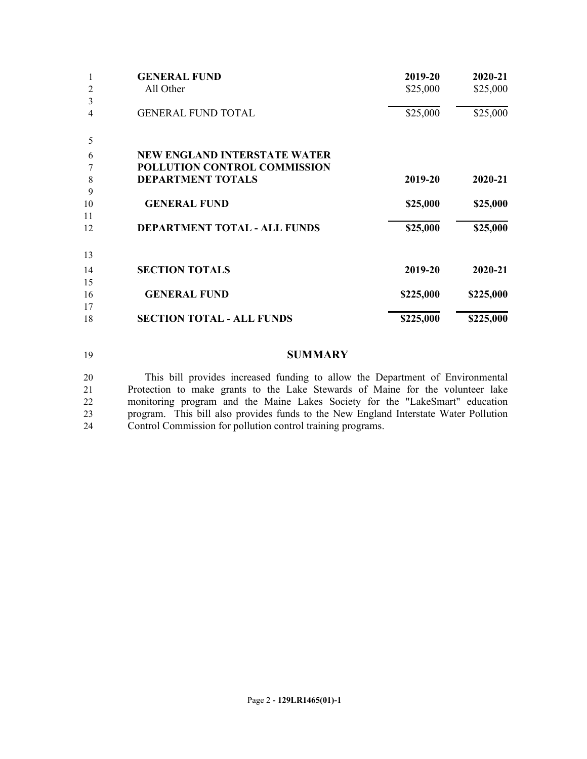| | 2019-20 | 2020-21 |
|---|---|---|
| **GENERAL FUND** | **2019-20** | **2020-21** |
| All Other | $25,000 | $25,000 |
| GENERAL FUND TOTAL | $25,000 | $25,000 |

| | | |
|---|---|---|
| **NEW ENGLAND INTERSTATE WATER POLLUTION CONTROL COMMISSION DEPARTMENT TOTALS** | **2019-20** | **2020-21** |
| **GENERAL FUND** | **$25,000** | **$25,000** |
| **DEPARTMENT TOTAL - ALL FUNDS** | **$25,000** | **$25,000** |

| | | |
|---|---|---|
| **SECTION TOTALS** | **2019-20** | **2020-21** |
| **GENERAL FUND** | **$225,000** | **$225,000** |
| **SECTION TOTAL - ALL FUNDS** | **$225,000** | **$225,000** |

## SUMMARY

This bill provides increased funding to allow the Department of Environmental Protection to make grants to the Lake Stewards of Maine for the volunteer lake monitoring program and the Maine Lakes Society for the "LakeSmart" education program. This bill also provides funds to the New England Interstate Water Pollution Control Commission for pollution control training programs.